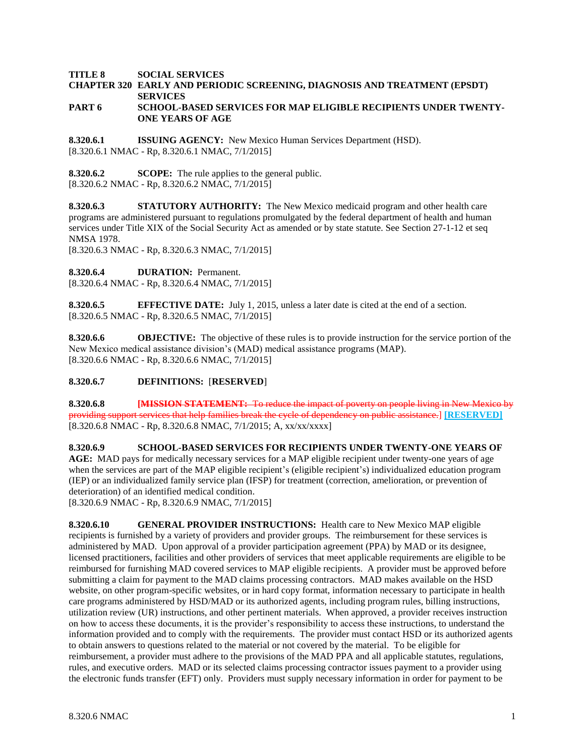**TITLE 8 SOCIAL SERVICES**
**CHAPTER 320 EARLY AND PERIODIC SCREENING, DIAGNOSIS AND TREATMENT (EPSDT) SERVICES**
**PART 6 SCHOOL-BASED SERVICES FOR MAP ELIGIBLE RECIPIENTS UNDER TWENTY-ONE YEARS OF AGE**

**8.320.6.1 ISSUING AGENCY:** New Mexico Human Services Department (HSD).
[8.320.6.1 NMAC - Rp, 8.320.6.1 NMAC, 7/1/2015]

**8.320.6.2 SCOPE:** The rule applies to the general public.
[8.320.6.2 NMAC - Rp, 8.320.6.2 NMAC, 7/1/2015]

**8.320.6.3 STATUTORY AUTHORITY:** The New Mexico medicaid program and other health care programs are administered pursuant to regulations promulgated by the federal department of health and human services under Title XIX of the Social Security Act as amended or by state statute. See Section 27-1-12 et seq NMSA 1978.
[8.320.6.3 NMAC - Rp, 8.320.6.3 NMAC, 7/1/2015]

**8.320.6.4 DURATION:** Permanent.
[8.320.6.4 NMAC - Rp, 8.320.6.4 NMAC, 7/1/2015]

**8.320.6.5 EFFECTIVE DATE:** July 1, 2015, unless a later date is cited at the end of a section.
[8.320.6.5 NMAC - Rp, 8.320.6.5 NMAC, 7/1/2015]

**8.320.6.6 OBJECTIVE:** The objective of these rules is to provide instruction for the service portion of the New Mexico medical assistance division's (MAD) medical assistance programs (MAP).
[8.320.6.6 NMAC - Rp, 8.320.6.6 NMAC, 7/1/2015]

**8.320.6.7 DEFINITIONS:** [**RESERVED**]

**8.320.6.8** ~~[**MISSION STATEMENT:** To reduce the impact of poverty on people living in New Mexico by providing support services that help families break the cycle of dependency on public assistance.]~~ **[RESERVED]**
[8.320.6.8 NMAC - Rp, 8.320.6.8 NMAC, 7/1/2015; A, xx/xx/xxxx]

**8.320.6.9 SCHOOL-BASED SERVICES FOR RECIPIENTS UNDER TWENTY-ONE YEARS OF AGE:** MAD pays for medically necessary services for a MAP eligible recipient under twenty-one years of age when the services are part of the MAP eligible recipient's (eligible recipient's) individualized education program (IEP) or an individualized family service plan (IFSP) for treatment (correction, amelioration, or prevention of deterioration) of an identified medical condition.
[8.320.6.9 NMAC - Rp, 8.320.6.9 NMAC, 7/1/2015]

**8.320.6.10 GENERAL PROVIDER INSTRUCTIONS:** Health care to New Mexico MAP eligible recipients is furnished by a variety of providers and provider groups. The reimbursement for these services is administered by MAD. Upon approval of a provider participation agreement (PPA) by MAD or its designee, licensed practitioners, facilities and other providers of services that meet applicable requirements are eligible to be reimbursed for furnishing MAD covered services to MAP eligible recipients. A provider must be approved before submitting a claim for payment to the MAD claims processing contractors. MAD makes available on the HSD website, on other program-specific websites, or in hard copy format, information necessary to participate in health care programs administered by HSD/MAD or its authorized agents, including program rules, billing instructions, utilization review (UR) instructions, and other pertinent materials. When approved, a provider receives instruction on how to access these documents, it is the provider's responsibility to access these instructions, to understand the information provided and to comply with the requirements. The provider must contact HSD or its authorized agents to obtain answers to questions related to the material or not covered by the material. To be eligible for reimbursement, a provider must adhere to the provisions of the MAD PPA and all applicable statutes, regulations, rules, and executive orders. MAD or its selected claims processing contractor issues payment to a provider using the electronic funds transfer (EFT) only. Providers must supply necessary information in order for payment to be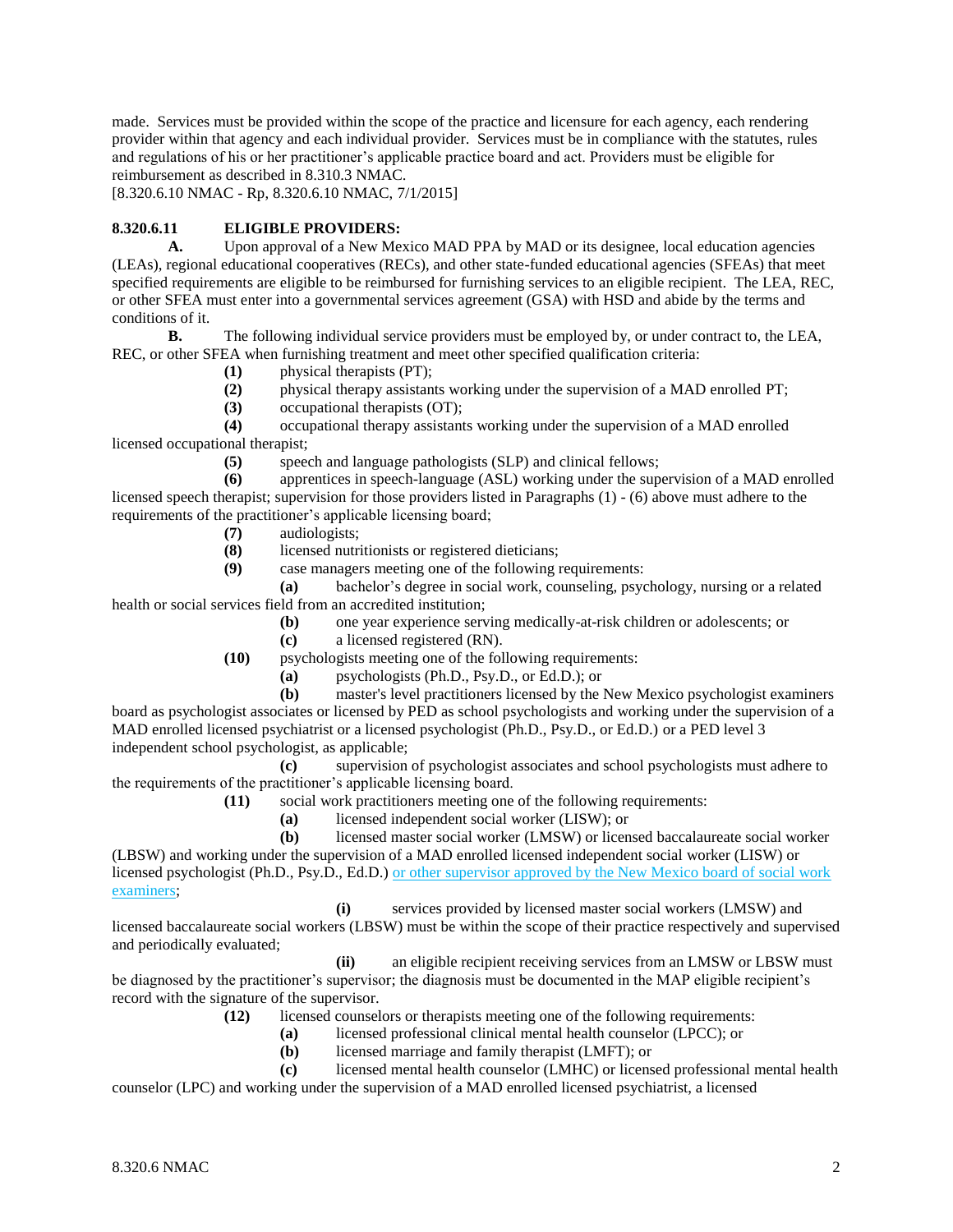made. Services must be provided within the scope of the practice and licensure for each agency, each rendering provider within that agency and each individual provider. Services must be in compliance with the statutes, rules and regulations of his or her practitioner's applicable practice board and act. Providers must be eligible for reimbursement as described in 8.310.3 NMAC.
[8.320.6.10 NMAC - Rp, 8.320.6.10 NMAC, 7/1/2015]

**8.320.6.11 ELIGIBLE PROVIDERS:**

**A.** Upon approval of a New Mexico MAD PPA by MAD or its designee, local education agencies (LEAs), regional educational cooperatives (RECs), and other state-funded educational agencies (SFEAs) that meet specified requirements are eligible to be reimbursed for furnishing services to an eligible recipient. The LEA, REC, or other SFEA must enter into a governmental services agreement (GSA) with HSD and abide by the terms and conditions of it.

**B.** The following individual service providers must be employed by, or under contract to, the LEA, REC, or other SFEA when furnishing treatment and meet other specified qualification criteria:

**(1)** physical therapists (PT);

**(2)** physical therapy assistants working under the supervision of a MAD enrolled PT;

**(3)** occupational therapists (OT);

**(4)** occupational therapy assistants working under the supervision of a MAD enrolled licensed occupational therapist;

**(5)** speech and language pathologists (SLP) and clinical fellows;

**(6)** apprentices in speech-language (ASL) working under the supervision of a MAD enrolled licensed speech therapist; supervision for those providers listed in Paragraphs (1) - (6) above must adhere to the requirements of the practitioner's applicable licensing board;

**(7)** audiologists;

**(8)** licensed nutritionists or registered dieticians;

**(9)** case managers meeting one of the following requirements:

**(a)** bachelor's degree in social work, counseling, psychology, nursing or a related health or social services field from an accredited institution;

**(b)** one year experience serving medically-at-risk children or adolescents; or

**(c)** a licensed registered (RN).

**(10)** psychologists meeting one of the following requirements:

**(a)** psychologists (Ph.D., Psy.D., or Ed.D.); or

**(b)** master's level practitioners licensed by the New Mexico psychologist examiners board as psychologist associates or licensed by PED as school psychologists and working under the supervision of a MAD enrolled licensed psychiatrist or a licensed psychologist (Ph.D., Psy.D., or Ed.D.) or a PED level 3 independent school psychologist, as applicable;

**(c)** supervision of psychologist associates and school psychologists must adhere to the requirements of the practitioner's applicable licensing board.

**(11)** social work practitioners meeting one of the following requirements:

**(a)** licensed independent social worker (LISW); or

**(b)** licensed master social worker (LMSW) or licensed baccalaureate social worker (LBSW) and working under the supervision of a MAD enrolled licensed independent social worker (LISW) or licensed psychologist (Ph.D., Psy.D., Ed.D.) or other supervisor approved by the New Mexico board of social work examiners;

**(i)** services provided by licensed master social workers (LMSW) and licensed baccalaureate social workers (LBSW) must be within the scope of their practice respectively and supervised and periodically evaluated;

**(ii)** an eligible recipient receiving services from an LMSW or LBSW must be diagnosed by the practitioner's supervisor; the diagnosis must be documented in the MAP eligible recipient's record with the signature of the supervisor.

**(12)** licensed counselors or therapists meeting one of the following requirements:

**(a)** licensed professional clinical mental health counselor (LPCC); or

**(b)** licensed marriage and family therapist (LMFT); or

**(c)** licensed mental health counselor (LMHC) or licensed professional mental health counselor (LPC) and working under the supervision of a MAD enrolled licensed psychiatrist, a licensed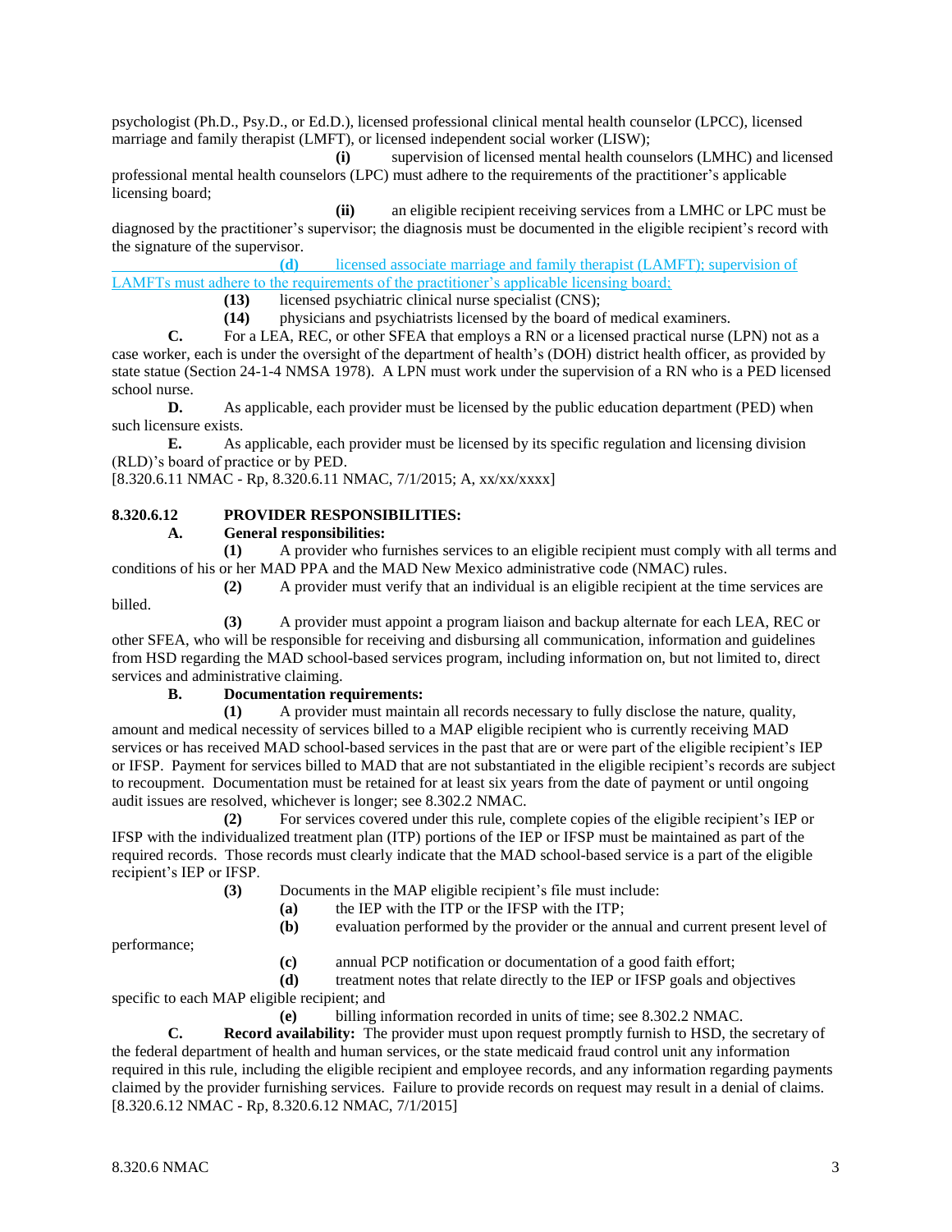psychologist (Ph.D., Psy.D., or Ed.D.), licensed professional clinical mental health counselor (LPCC), licensed marriage and family therapist (LMFT), or licensed independent social worker (LISW);

**(i)** supervision of licensed mental health counselors (LMHC) and licensed professional mental health counselors (LPC) must adhere to the requirements of the practitioner's applicable licensing board;

**(ii)** an eligible recipient receiving services from a LMHC or LPC must be diagnosed by the practitioner's supervisor; the diagnosis must be documented in the eligible recipient's record with the signature of the supervisor.

**(d)** licensed associate marriage and family therapist (LAMFT); supervision of LAMFTs must adhere to the requirements of the practitioner's applicable licensing board;

**(13)** licensed psychiatric clinical nurse specialist (CNS);

**(14)** physicians and psychiatrists licensed by the board of medical examiners.

**C.** For a LEA, REC, or other SFEA that employs a RN or a licensed practical nurse (LPN) not as a case worker, each is under the oversight of the department of health's (DOH) district health officer, as provided by state statue (Section 24-1-4 NMSA 1978). A LPN must work under the supervision of a RN who is a PED licensed school nurse.

**D.** As applicable, each provider must be licensed by the public education department (PED) when such licensure exists.

**E.** As applicable, each provider must be licensed by its specific regulation and licensing division (RLD)'s board of practice or by PED.

[8.320.6.11 NMAC - Rp, 8.320.6.11 NMAC, 7/1/2015; A, xx/xx/xxxx]

**8.320.6.12 PROVIDER RESPONSIBILITIES:**

**A. General responsibilities:**

**(1)** A provider who furnishes services to an eligible recipient must comply with all terms and conditions of his or her MAD PPA and the MAD New Mexico administrative code (NMAC) rules.

**(2)** A provider must verify that an individual is an eligible recipient at the time services are billed.

**(3)** A provider must appoint a program liaison and backup alternate for each LEA, REC or other SFEA, who will be responsible for receiving and disbursing all communication, information and guidelines from HSD regarding the MAD school-based services program, including information on, but not limited to, direct services and administrative claiming.

**B. Documentation requirements:**

**(1)** A provider must maintain all records necessary to fully disclose the nature, quality, amount and medical necessity of services billed to a MAP eligible recipient who is currently receiving MAD services or has received MAD school-based services in the past that are or were part of the eligible recipient's IEP or IFSP. Payment for services billed to MAD that are not substantiated in the eligible recipient's records are subject to recoupment. Documentation must be retained for at least six years from the date of payment or until ongoing audit issues are resolved, whichever is longer; see 8.302.2 NMAC.

**(2)** For services covered under this rule, complete copies of the eligible recipient's IEP or IFSP with the individualized treatment plan (ITP) portions of the IEP or IFSP must be maintained as part of the required records. Those records must clearly indicate that the MAD school-based service is a part of the eligible recipient's IEP or IFSP.

**(3)** Documents in the MAP eligible recipient's file must include:

**(a)** the IEP with the ITP or the IFSP with the ITP;

**(b)** evaluation performed by the provider or the annual and current present level of performance;

**(c)** annual PCP notification or documentation of a good faith effort;

**(d)** treatment notes that relate directly to the IEP or IFSP goals and objectives specific to each MAP eligible recipient; and

**(e)** billing information recorded in units of time; see 8.302.2 NMAC.

**C. Record availability:** The provider must upon request promptly furnish to HSD, the secretary of the federal department of health and human services, or the state medicaid fraud control unit any information required in this rule, including the eligible recipient and employee records, and any information regarding payments claimed by the provider furnishing services. Failure to provide records on request may result in a denial of claims.

[8.320.6.12 NMAC - Rp, 8.320.6.12 NMAC, 7/1/2015]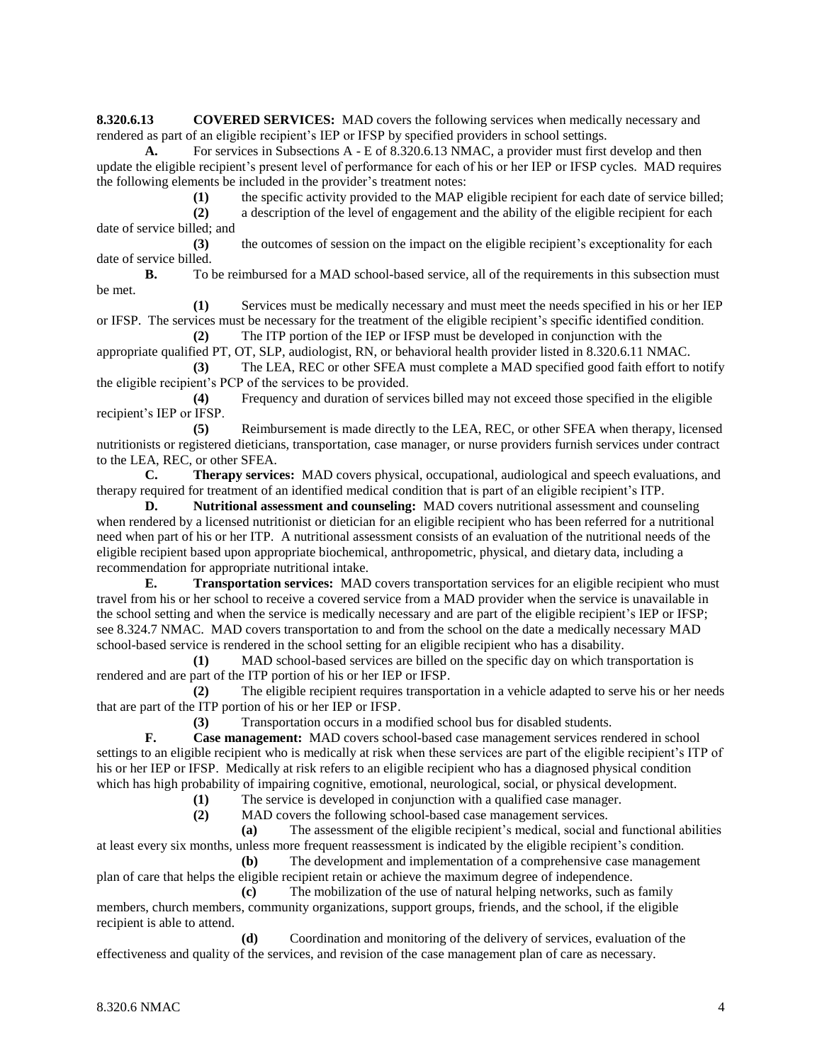**8.320.6.13 COVERED SERVICES:** MAD covers the following services when medically necessary and rendered as part of an eligible recipient's IEP or IFSP by specified providers in school settings.

**A.** For services in Subsections A - E of 8.320.6.13 NMAC, a provider must first develop and then update the eligible recipient's present level of performance for each of his or her IEP or IFSP cycles. MAD requires the following elements be included in the provider's treatment notes:

**(1)** the specific activity provided to the MAP eligible recipient for each date of service billed;

**(2)** a description of the level of engagement and the ability of the eligible recipient for each date of service billed; and

**(3)** the outcomes of session on the impact on the eligible recipient's exceptionality for each date of service billed.

**B.** To be reimbursed for a MAD school-based service, all of the requirements in this subsection must be met.

**(1)** Services must be medically necessary and must meet the needs specified in his or her IEP or IFSP. The services must be necessary for the treatment of the eligible recipient's specific identified condition.

**(2)** The ITP portion of the IEP or IFSP must be developed in conjunction with the appropriate qualified PT, OT, SLP, audiologist, RN, or behavioral health provider listed in 8.320.6.11 NMAC.

**(3)** The LEA, REC or other SFEA must complete a MAD specified good faith effort to notify the eligible recipient's PCP of the services to be provided.

**(4)** Frequency and duration of services billed may not exceed those specified in the eligible recipient's IEP or IFSP.

**(5)** Reimbursement is made directly to the LEA, REC, or other SFEA when therapy, licensed nutritionists or registered dieticians, transportation, case manager, or nurse providers furnish services under contract to the LEA, REC, or other SFEA.

**C. Therapy services:** MAD covers physical, occupational, audiological and speech evaluations, and therapy required for treatment of an identified medical condition that is part of an eligible recipient's ITP.

**D. Nutritional assessment and counseling:** MAD covers nutritional assessment and counseling when rendered by a licensed nutritionist or dietician for an eligible recipient who has been referred for a nutritional need when part of his or her ITP. A nutritional assessment consists of an evaluation of the nutritional needs of the eligible recipient based upon appropriate biochemical, anthropometric, physical, and dietary data, including a recommendation for appropriate nutritional intake.

**E. Transportation services:** MAD covers transportation services for an eligible recipient who must travel from his or her school to receive a covered service from a MAD provider when the service is unavailable in the school setting and when the service is medically necessary and are part of the eligible recipient's IEP or IFSP; see 8.324.7 NMAC. MAD covers transportation to and from the school on the date a medically necessary MAD school-based service is rendered in the school setting for an eligible recipient who has a disability.

**(1)** MAD school-based services are billed on the specific day on which transportation is rendered and are part of the ITP portion of his or her IEP or IFSP.

**(2)** The eligible recipient requires transportation in a vehicle adapted to serve his or her needs that are part of the ITP portion of his or her IEP or IFSP.

**(3)** Transportation occurs in a modified school bus for disabled students.

**F. Case management:** MAD covers school-based case management services rendered in school settings to an eligible recipient who is medically at risk when these services are part of the eligible recipient's ITP of his or her IEP or IFSP. Medically at risk refers to an eligible recipient who has a diagnosed physical condition which has high probability of impairing cognitive, emotional, neurological, social, or physical development.

**(1)** The service is developed in conjunction with a qualified case manager.

**(2)** MAD covers the following school-based case management services.

**(a)** The assessment of the eligible recipient's medical, social and functional abilities at least every six months, unless more frequent reassessment is indicated by the eligible recipient's condition.

**(b)** The development and implementation of a comprehensive case management plan of care that helps the eligible recipient retain or achieve the maximum degree of independence.

**(c)** The mobilization of the use of natural helping networks, such as family members, church members, community organizations, support groups, friends, and the school, if the eligible recipient is able to attend.

**(d)** Coordination and monitoring of the delivery of services, evaluation of the effectiveness and quality of the services, and revision of the case management plan of care as necessary.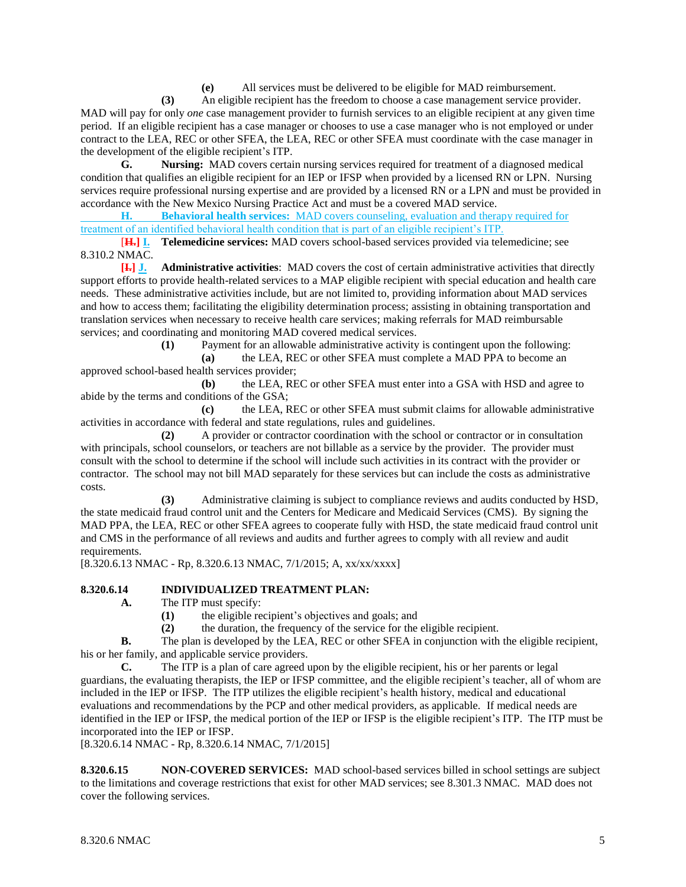(e) All services must be delivered to be eligible for MAD reimbursement.

**(3)** An eligible recipient has the freedom to choose a case management service provider. MAD will pay for only *one* case management provider to furnish services to an eligible recipient at any given time period. If an eligible recipient has a case manager or chooses to use a case manager who is not employed or under contract to the LEA, REC or other SFEA, the LEA, REC or other SFEA must coordinate with the case manager in the development of the eligible recipient's ITP.

**G.** **Nursing:** MAD covers certain nursing services required for treatment of a diagnosed medical condition that qualifies an eligible recipient for an IEP or IFSP when provided by a licensed RN or LPN. Nursing services require professional nursing expertise and are provided by a licensed RN or a LPN and must be provided in accordance with the New Mexico Nursing Practice Act and must be a covered MAD service.

**H.** **Behavioral health services:** MAD covers counseling, evaluation and therapy required for treatment of an identified behavioral health condition that is part of an eligible recipient's ITP.

[~~H.~~] **I.** **Telemedicine services:** MAD covers school-based services provided via telemedicine; see 8.310.2 NMAC.

[~~I.~~] **J.** **Administrative activities**: MAD covers the cost of certain administrative activities that directly support efforts to provide health-related services to a MAP eligible recipient with special education and health care needs. These administrative activities include, but are not limited to, providing information about MAD services and how to access them; facilitating the eligibility determination process; assisting in obtaining transportation and translation services when necessary to receive health care services; making referrals for MAD reimbursable services; and coordinating and monitoring MAD covered medical services.

**(1)** Payment for an allowable administrative activity is contingent upon the following:

**(a)** the LEA, REC or other SFEA must complete a MAD PPA to become an approved school-based health services provider;

**(b)** the LEA, REC or other SFEA must enter into a GSA with HSD and agree to abide by the terms and conditions of the GSA;

**(c)** the LEA, REC or other SFEA must submit claims for allowable administrative activities in accordance with federal and state regulations, rules and guidelines.

**(2)** A provider or contractor coordination with the school or contractor or in consultation with principals, school counselors, or teachers are not billable as a service by the provider. The provider must consult with the school to determine if the school will include such activities in its contract with the provider or contractor. The school may not bill MAD separately for these services but can include the costs as administrative costs.

**(3)** Administrative claiming is subject to compliance reviews and audits conducted by HSD, the state medicaid fraud control unit and the Centers for Medicare and Medicaid Services (CMS). By signing the MAD PPA, the LEA, REC or other SFEA agrees to cooperate fully with HSD, the state medicaid fraud control unit and CMS in the performance of all reviews and audits and further agrees to comply with all review and audit requirements.

[8.320.6.13 NMAC - Rp, 8.320.6.13 NMAC, 7/1/2015; A, xx/xx/xxxx]

**8.320.6.14** **INDIVIDUALIZED TREATMENT PLAN:**

**A.** The ITP must specify:

**(1)** the eligible recipient's objectives and goals; and

**(2)** the duration, the frequency of the service for the eligible recipient.

**B.** The plan is developed by the LEA, REC or other SFEA in conjunction with the eligible recipient, his or her family, and applicable service providers.

**C.** The ITP is a plan of care agreed upon by the eligible recipient, his or her parents or legal guardians, the evaluating therapists, the IEP or IFSP committee, and the eligible recipient's teacher, all of whom are included in the IEP or IFSP. The ITP utilizes the eligible recipient's health history, medical and educational evaluations and recommendations by the PCP and other medical providers, as applicable. If medical needs are identified in the IEP or IFSP, the medical portion of the IEP or IFSP is the eligible recipient's ITP. The ITP must be incorporated into the IEP or IFSP.

[8.320.6.14 NMAC - Rp, 8.320.6.14 NMAC, 7/1/2015]

**8.320.6.15** **NON-COVERED SERVICES:** MAD school-based services billed in school settings are subject to the limitations and coverage restrictions that exist for other MAD services; see 8.301.3 NMAC. MAD does not cover the following services.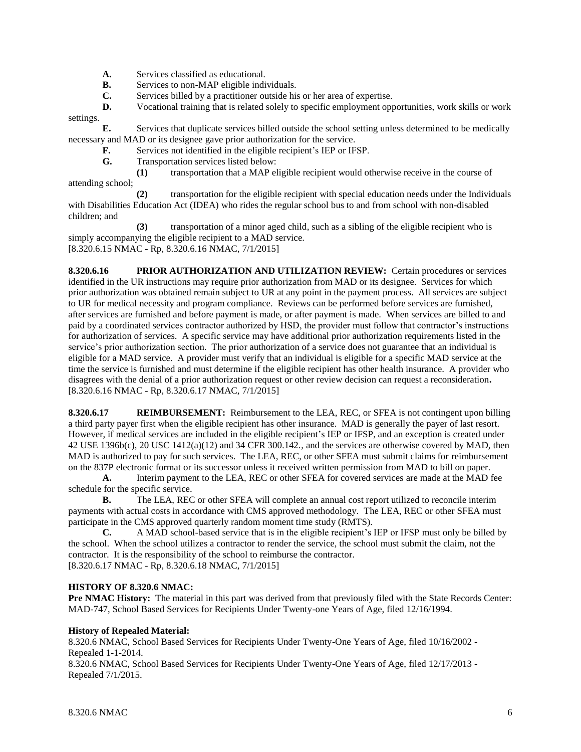**A.** Services classified as educational.

**B.** Services to non-MAP eligible individuals.

**C.** Services billed by a practitioner outside his or her area of expertise.

**D.** Vocational training that is related solely to specific employment opportunities, work skills or work settings.

**E.** Services that duplicate services billed outside the school setting unless determined to be medically necessary and MAD or its designee gave prior authorization for the service.

**F.** Services not identified in the eligible recipient's IEP or IFSP.

**G.** Transportation services listed below:

**(1)** transportation that a MAP eligible recipient would otherwise receive in the course of attending school;

**(2)** transportation for the eligible recipient with special education needs under the Individuals with Disabilities Education Act (IDEA) who rides the regular school bus to and from school with non-disabled children; and

**(3)** transportation of a minor aged child, such as a sibling of the eligible recipient who is simply accompanying the eligible recipient to a MAD service.

[8.320.6.15 NMAC - Rp, 8.320.6.16 NMAC, 7/1/2015]

**8.320.6.16 PRIOR AUTHORIZATION AND UTILIZATION REVIEW:** Certain procedures or services identified in the UR instructions may require prior authorization from MAD or its designee. Services for which prior authorization was obtained remain subject to UR at any point in the payment process. All services are subject to UR for medical necessity and program compliance. Reviews can be performed before services are furnished, after services are furnished and before payment is made, or after payment is made. When services are billed to and paid by a coordinated services contractor authorized by HSD, the provider must follow that contractor's instructions for authorization of services. A specific service may have additional prior authorization requirements listed in the service's prior authorization section. The prior authorization of a service does not guarantee that an individual is eligible for a MAD service. A provider must verify that an individual is eligible for a specific MAD service at the time the service is furnished and must determine if the eligible recipient has other health insurance. A provider who disagrees with the denial of a prior authorization request or other review decision can request a reconsideration**.**

[8.320.6.16 NMAC - Rp, 8.320.6.17 NMAC, 7/1/2015]

**8.320.6.17 REIMBURSEMENT:** Reimbursement to the LEA, REC, or SFEA is not contingent upon billing a third party payer first when the eligible recipient has other insurance. MAD is generally the payer of last resort. However, if medical services are included in the eligible recipient's IEP or IFSP, and an exception is created under 42 USE 1396b(c), 20 USC 1412(a)(12) and 34 CFR 300.142., and the services are otherwise covered by MAD, then MAD is authorized to pay for such services. The LEA, REC, or other SFEA must submit claims for reimbursement on the 837P electronic format or its successor unless it received written permission from MAD to bill on paper.

**A.** Interim payment to the LEA, REC or other SFEA for covered services are made at the MAD fee schedule for the specific service.

**B.** The LEA, REC or other SFEA will complete an annual cost report utilized to reconcile interim payments with actual costs in accordance with CMS approved methodology. The LEA, REC or other SFEA must participate in the CMS approved quarterly random moment time study (RMTS).

**C.** A MAD school-based service that is in the eligible recipient's IEP or IFSP must only be billed by the school. When the school utilizes a contractor to render the service, the school must submit the claim, not the contractor. It is the responsibility of the school to reimburse the contractor.

[8.320.6.17 NMAC - Rp, 8.320.6.18 NMAC, 7/1/2015]

**HISTORY OF 8.320.6 NMAC:**

**Pre NMAC History:** The material in this part was derived from that previously filed with the State Records Center: MAD-747, School Based Services for Recipients Under Twenty-one Years of Age, filed 12/16/1994.

**History of Repealed Material:**

8.320.6 NMAC, School Based Services for Recipients Under Twenty-One Years of Age, filed 10/16/2002 - Repealed 1-1-2014.

8.320.6 NMAC, School Based Services for Recipients Under Twenty-One Years of Age, filed 12/17/2013 - Repealed 7/1/2015.